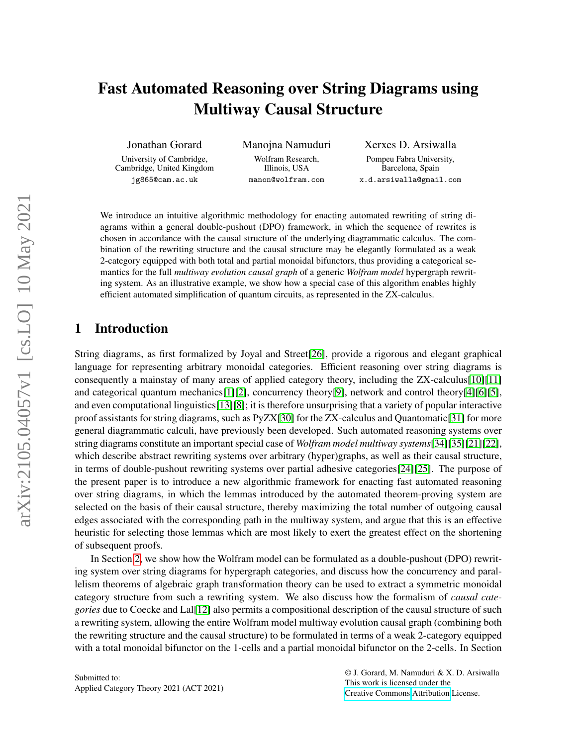# Fast Automated Reasoning over String Diagrams using Multiway Causal Structure

Jonathan Gorard
University of Cambridge,
Cambridge, United Kingdom
jg865@cam.ac.uk

Manojna Namuduri
Wolfram Research,
Illinois, USA
manon@wolfram.com

Xerxes D. Arsiwalla
Pompeu Fabra University,
Barcelona, Spain
x.d.arsiwalla@gmail.com

We introduce an intuitive algorithmic methodology for enacting automated rewriting of string diagrams within a general double-pushout (DPO) framework, in which the sequence of rewrites is chosen in accordance with the causal structure of the underlying diagrammatic calculus. The combination of the rewriting structure and the causal structure may be elegantly formulated as a weak 2-category equipped with both total and partial monoidal bifunctors, thus providing a categorical semantics for the full *multiway evolution causal graph* of a generic *Wolfram model* hypergraph rewriting system. As an illustrative example, we show how a special case of this algorithm enables highly efficient automated simplification of quantum circuits, as represented in the ZX-calculus.

## 1 Introduction

String diagrams, as first formalized by Joyal and Street[26], provide a rigorous and elegant graphical language for representing arbitrary monoidal categories. Efficient reasoning over string diagrams is consequently a mainstay of many areas of applied category theory, including the ZX-calculus[10][11] and categorical quantum mechanics[1][2], concurrency theory[9], network and control theory[4][6][5], and even computational linguistics[13][8]; it is therefore unsurprising that a variety of popular interactive proof assistants for string diagrams, such as PyZX[30] for the ZX-calculus and Quantomatic[31] for more general diagrammatic calculi, have previously been developed. Such automated reasoning systems over string diagrams constitute an important special case of *Wolfram model multiway systems*[34][35][21][22], which describe abstract rewriting systems over arbitrary (hyper)graphs, as well as their causal structure, in terms of double-pushout rewriting systems over partial adhesive categories[24][25]. The purpose of the present paper is to introduce a new algorithmic framework for enacting fast automated reasoning over string diagrams, in which the lemmas introduced by the automated theorem-proving system are selected on the basis of their causal structure, thereby maximizing the total number of outgoing causal edges associated with the corresponding path in the multiway system, and argue that this is an effective heuristic for selecting those lemmas which are most likely to exert the greatest effect on the shortening of subsequent proofs.

In Section 2, we show how the Wolfram model can be formulated as a double-pushout (DPO) rewriting system over string diagrams for hypergraph categories, and discuss how the concurrency and parallelism theorems of algebraic graph transformation theory can be used to extract a symmetric monoidal category structure from such a rewriting system. We also discuss how the formalism of *causal categories* due to Coecke and Lal[12] also permits a compositional description of the causal structure of such a rewriting system, allowing the entire Wolfram model multiway evolution causal graph (combining both the rewriting structure and the causal structure) to be formulated in terms of a weak 2-category equipped with a total monoidal bifunctor on the 1-cells and a partial monoidal bifunctor on the 2-cells. In Section

Submitted to:
Applied Category Theory 2021 (ACT 2021)

© J. Gorard, M. Namuduri & X. D. Arsiwalla
This work is licensed under the
Creative Commons Attribution License.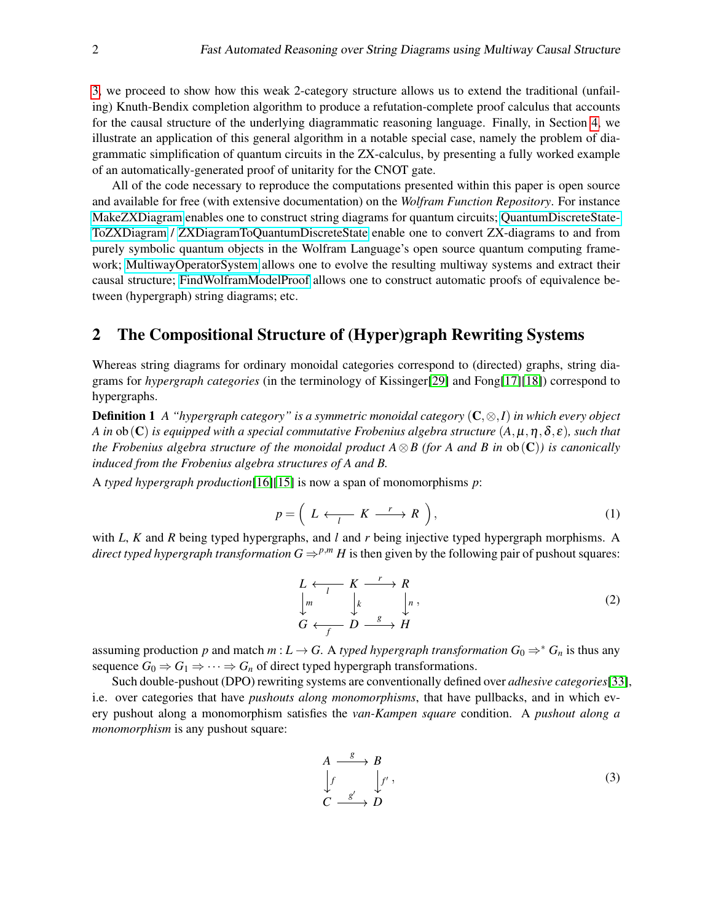3, we proceed to show how this weak 2-category structure allows us to extend the traditional (unfailing) Knuth-Bendix completion algorithm to produce a refutation-complete proof calculus that accounts for the causal structure of the underlying diagrammatic reasoning language. Finally, in Section 4, we illustrate an application of this general algorithm in a notable special case, namely the problem of diagrammatic simplification of quantum circuits in the ZX-calculus, by presenting a fully worked example of an automatically-generated proof of unitarity for the CNOT gate.

All of the code necessary to reproduce the computations presented within this paper is open source and available for free (with extensive documentation) on the *Wolfram Function Repository*. For instance MakeZXDiagram enables one to construct string diagrams for quantum circuits; QuantumDiscreteStateToZXDiagram / ZXDiagramToQuantumDiscreteState enable one to convert ZX-diagrams to and from purely symbolic quantum objects in the Wolfram Language's open source quantum computing framework; MultiwayOperatorSystem allows one to evolve the resulting multiway systems and extract their causal structure; FindWolframModelProof allows one to construct automatic proofs of equivalence between (hypergraph) string diagrams; etc.

## 2 The Compositional Structure of (Hyper)graph Rewriting Systems

Whereas string diagrams for ordinary monoidal categories correspond to (directed) graphs, string diagrams for *hypergraph categories* (in the terminology of Kissinger[29] and Fong[17][18]) correspond to hypergraphs.

**Definition 1** *A "hypergraph category" is a symmetric monoidal category $(\mathbf{C}, \otimes, I)$ in which every object $A$ in $\text{ob}(\mathbf{C})$ is equipped with a special commutative Frobenius algebra structure $(A, \mu, \eta, \delta, \varepsilon)$, such that the Frobenius algebra structure of the monoidal product $A \otimes B$ (for $A$ and $B$ in $\text{ob}(\mathbf{C})$) is canonically induced from the Frobenius algebra structures of $A$ and $B$.*

A *typed hypergraph production*[16][15] is now a span of monomorphisms $p$:

$$p = \left( L \xleftarrow{l} K \xrightarrow{r} R \right), \tag{1}$$

with $L$, $K$ and $R$ being typed hypergraphs, and $l$ and $r$ being injective typed hypergraph morphisms. A *direct typed hypergraph transformation* $G \Rightarrow^{p,m} H$ is then given by the following pair of pushout squares:

$$\begin{array}{ccccc} L & \xleftarrow{l} & K & \xrightarrow{r} & R \\ \downarrow m & & \downarrow k & & \downarrow n \\ G & \xleftarrow{f} & D & \xrightarrow{g} & H \end{array}, \tag{2}$$

assuming production $p$ and match $m : L \to G$. A *typed hypergraph transformation* $G_0 \Rightarrow^* G_n$ is thus any sequence $G_0 \Rightarrow G_1 \Rightarrow \cdots \Rightarrow G_n$ of direct typed hypergraph transformations.

Such double-pushout (DPO) rewriting systems are conventionally defined over *adhesive categories*[33], i.e. over categories that have *pushouts along monomorphisms*, that have pullbacks, and in which every pushout along a monomorphism satisfies the *van-Kampen square* condition. A *pushout along a monomorphism* is any pushout square:

$$\begin{array}{ccc} A & \xrightarrow{g} & B \\ \downarrow f & & \downarrow f' \\ C & \xrightarrow{g'} & D \end{array}, \tag{3}$$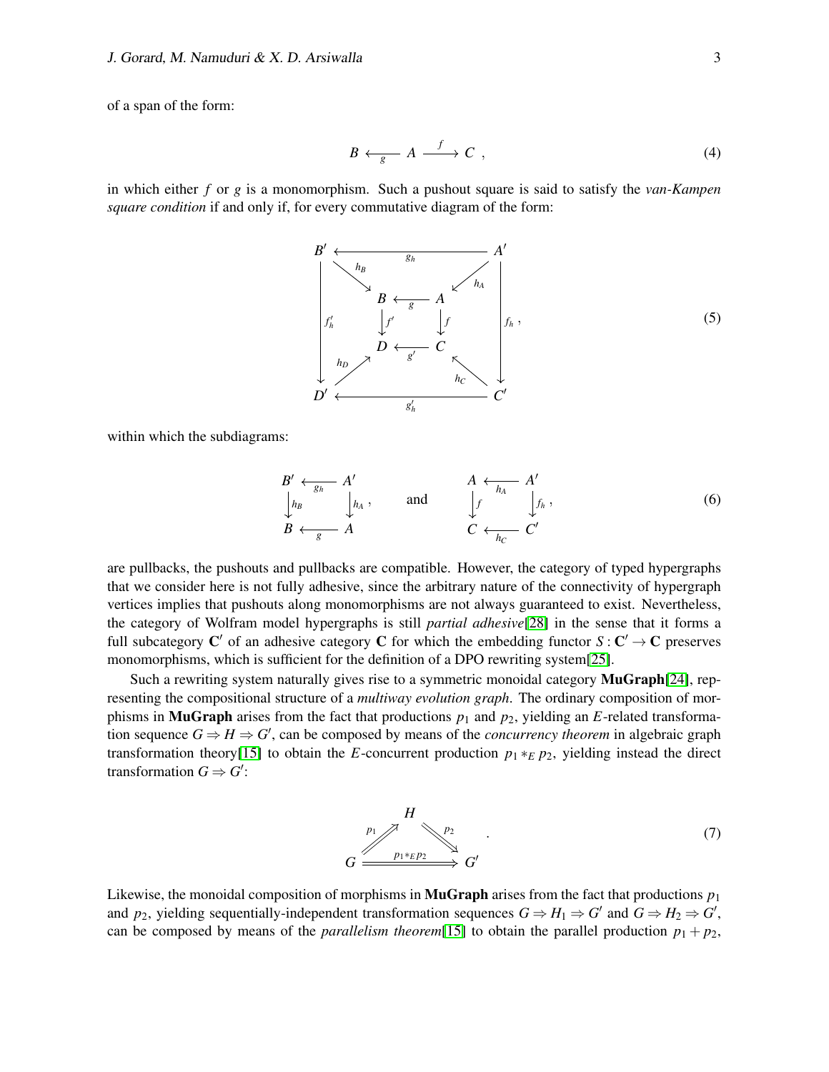of a span of the form:

$$B \xleftarrow[g]{} A \xrightarrow{f} C \ , \tag{4}$$

in which either $f$ or $g$ is a monomorphism. Such a pushout square is said to satisfy the *van-Kampen square condition* if and only if, for every commutative diagram of the form:

$$\begin{array}{ccccccc}
B' & & \xleftarrow{\quad g_h \quad} & & A' \\
\downarrow f'_h & \searrow^{h_B} & & \swarrow^{h_A} & \downarrow f_h \\
& B & \xleftarrow[g]{} & A & \\
& \downarrow f' & & \downarrow f & \\
& D & \xleftarrow[g']{} & C & \\
& \nearrow^{h_D} & & \nwarrow^{h_C} & \\
D' & & \xleftarrow[g'_h]{} & & C'
\end{array} \ , \tag{5}$$

within which the subdiagrams:

$$\begin{array}{ccc}
B' & \xleftarrow[g_h]{} & A' \\
\downarrow h_B & & \downarrow h_A \\
B & \xleftarrow[g]{} & A
\end{array} \ , \qquad \text{and} \qquad \begin{array}{ccc}
A & \xleftarrow[h_A]{} & A' \\
\downarrow f & & \downarrow f_h \\
C & \xleftarrow[h_C]{} & C'
\end{array} \ , \tag{6}$$

are pullbacks, the pushouts and pullbacks are compatible. However, the category of typed hypergraphs that we consider here is not fully adhesive, since the arbitrary nature of the connectivity of hypergraph vertices implies that pushouts along monomorphisms are not always guaranteed to exist. Nevertheless, the category of Wolfram model hypergraphs is still *partial adhesive*[28] in the sense that it forms a full subcategory $\mathbf{C}'$ of an adhesive category $\mathbf{C}$ for which the embedding functor $S : \mathbf{C}' \to \mathbf{C}$ preserves monomorphisms, which is sufficient for the definition of a DPO rewriting system[25].

Such a rewriting system naturally gives rise to a symmetric monoidal category **MuGraph**[24], representing the compositional structure of a *multiway evolution graph*. The ordinary composition of morphisms in **MuGraph** arises from the fact that productions $p_1$ and $p_2$, yielding an $E$-related transformation sequence $G \Rightarrow H \Rightarrow G'$, can be composed by means of the *concurrency theorem* in algebraic graph transformation theory[15] to obtain the $E$-concurrent production $p_1 *_E p_2$, yielding instead the direct transformation $G \Rightarrow G'$:

$$\begin{array}{ccccc}
& & H & & \\
& \overset{p_1}{\nearrow\!\!\!\nearrow} & & \overset{p_2}{\searrow\!\!\!\searrow} & \\
G & & \xRightarrow{\quad p_1 *_E p_2 \quad} & & G'
\end{array} \ . \tag{7}$$

Likewise, the monoidal composition of morphisms in **MuGraph** arises from the fact that productions $p_1$ and $p_2$, yielding sequentially-independent transformation sequences $G \Rightarrow H_1 \Rightarrow G'$ and $G \Rightarrow H_2 \Rightarrow G'$, can be composed by means of the *parallelism theorem*[15] to obtain the parallel production $p_1 + p_2$,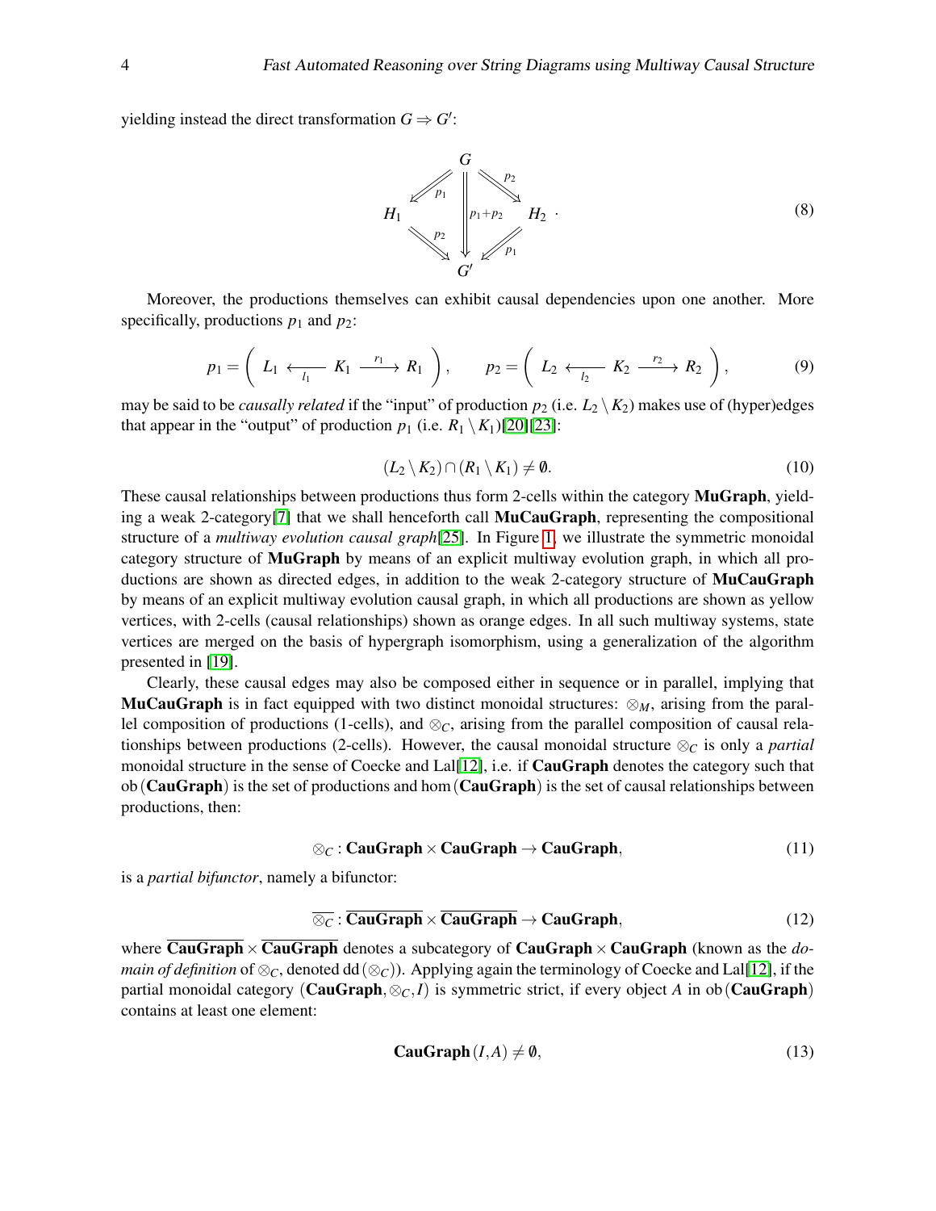yielding instead the direct transformation $G \Rightarrow G'$:

$$\begin{array}{ccccc} & & G & & \\ & \swarrow_{p_1} & \Downarrow_{p_1+p_2} & \searrow^{p_2} & \\ H_1 & & & & H_2 \\ & \searrow_{p_2} & & \swarrow_{p_1} & \\ & & G' & & \end{array} \tag{8}$$

Moreover, the productions themselves can exhibit causal dependencies upon one another. More specifically, productions $p_1$ and $p_2$:

$$p_1 = \left( L_1 \xleftarrow[l_1]{} K_1 \xrightarrow{r_1} R_1 \right), \qquad p_2 = \left( L_2 \xleftarrow[l_2]{} K_2 \xrightarrow{r_2} R_2 \right), \tag{9}$$

may be said to be *causally related* if the "input" of production $p_2$ (i.e. $L_2 \setminus K_2$) makes use of (hyper)edges that appear in the "output" of production $p_1$ (i.e. $R_1 \setminus K_1$)[20][23]:

$$(L_2 \setminus K_2) \cap (R_1 \setminus K_1) \neq \emptyset. \tag{10}$$

These causal relationships between productions thus form 2-cells within the category **MuGraph**, yielding a weak 2-category[7] that we shall henceforth call **MuCauGraph**, representing the compositional structure of a *multiway evolution causal graph*[25]. In Figure 1, we illustrate the symmetric monoidal category structure of **MuGraph** by means of an explicit multiway evolution graph, in which all productions are shown as directed edges, in addition to the weak 2-category structure of **MuCauGraph** by means of an explicit multiway evolution causal graph, in which all productions are shown as yellow vertices, with 2-cells (causal relationships) shown as orange edges. In all such multiway systems, state vertices are merged on the basis of hypergraph isomorphism, using a generalization of the algorithm presented in [19].

Clearly, these causal edges may also be composed either in sequence or in parallel, implying that **MuCauGraph** is in fact equipped with two distinct monoidal structures: $\otimes_M$, arising from the parallel composition of productions (1-cells), and $\otimes_C$, arising from the parallel composition of causal relationships between productions (2-cells). However, the causal monoidal structure $\otimes_C$ is only a *partial* monoidal structure in the sense of Coecke and Lal[12], i.e. if **CauGraph** denotes the category such that $\mathrm{ob}(\mathbf{CauGraph})$ is the set of productions and $\hom(\mathbf{CauGraph})$ is the set of causal relationships between productions, then:

$$\otimes_C : \mathbf{CauGraph} \times \mathbf{CauGraph} \to \mathbf{CauGraph}, \tag{11}$$

is a *partial bifunctor*, namely a bifunctor:

$$\overline{\otimes_C} : \overline{\mathbf{CauGraph}} \times \overline{\mathbf{CauGraph}} \to \mathbf{CauGraph}, \tag{12}$$

where $\overline{\mathbf{CauGraph}} \times \overline{\mathbf{CauGraph}}$ denotes a subcategory of $\mathbf{CauGraph} \times \mathbf{CauGraph}$ (known as the *domain of definition* of $\otimes_C$, denoted $\mathrm{dd}(\otimes_C)$). Applying again the terminology of Coecke and Lal[12], if the partial monoidal category $(\mathbf{CauGraph}, \otimes_C, I)$ is symmetric strict, if every object $A$ in $\mathrm{ob}(\mathbf{CauGraph})$ contains at least one element:

$$\mathbf{CauGraph}(I, A) \neq \emptyset, \tag{13}$$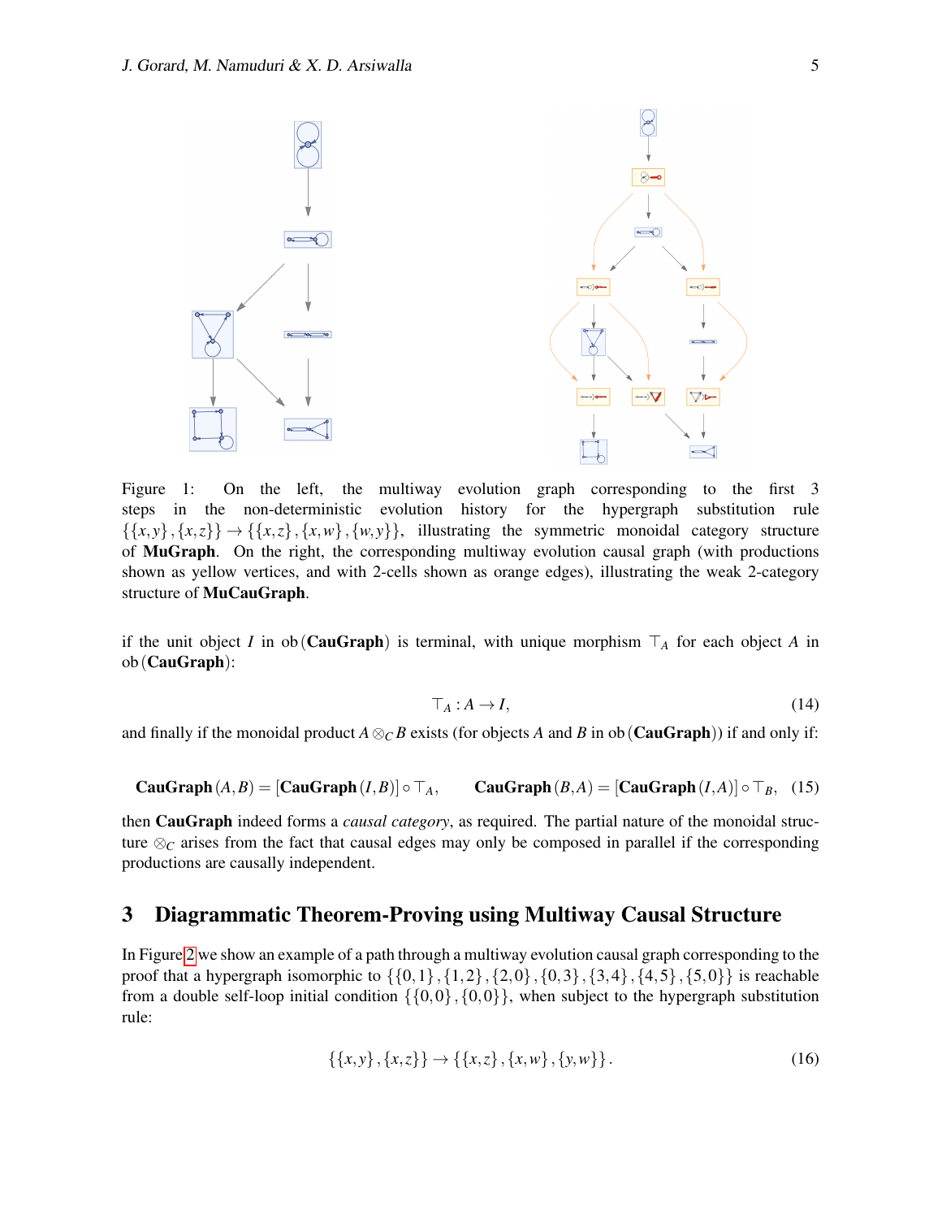Figure 1: On the left, the multiway evolution graph corresponding to the first 3 steps in the non-deterministic evolution history for the hypergraph substitution rule $\{\{x,y\},\{x,z\}\} \to \{\{x,z\},\{x,w\},\{w,y\}\}$, illustrating the symmetric monoidal category structure of **MuGraph**. On the right, the corresponding multiway evolution causal graph (with productions shown as yellow vertices, and with 2-cells shown as orange edges), illustrating the weak 2-category structure of **MuCauGraph**.

if the unit object $I$ in $\text{ob}(\textbf{CauGraph})$ is terminal, with unique morphism $\top_A$ for each object $A$ in $\text{ob}(\textbf{CauGraph})$:

$$\top_A : A \to I, \tag{14}$$

and finally if the monoidal product $A \otimes_C B$ exists (for objects $A$ and $B$ in $\text{ob}(\textbf{CauGraph})$) if and only if:

$$\textbf{CauGraph}(A,B) = [\textbf{CauGraph}(I,B)] \circ \top_A, \qquad \textbf{CauGraph}(B,A) = [\textbf{CauGraph}(I,A)] \circ \top_B, \tag{15}$$

then **CauGraph** indeed forms a *causal category*, as required. The partial nature of the monoidal structure $\otimes_C$ arises from the fact that causal edges may only be composed in parallel if the corresponding productions are causally independent.

## 3 Diagrammatic Theorem-Proving using Multiway Causal Structure

In Figure 2 we show an example of a path through a multiway evolution causal graph corresponding to the proof that a hypergraph isomorphic to $\{\{0,1\},\{1,2\},\{2,0\},\{0,3\},\{3,4\},\{4,5\},\{5,0\}\}$ is reachable from a double self-loop initial condition $\{\{0,0\},\{0,0\}\}$, when subject to the hypergraph substitution rule:

$$\{\{x,y\},\{x,z\}\} \to \{\{x,z\},\{x,w\},\{y,w\}\}. \tag{16}$$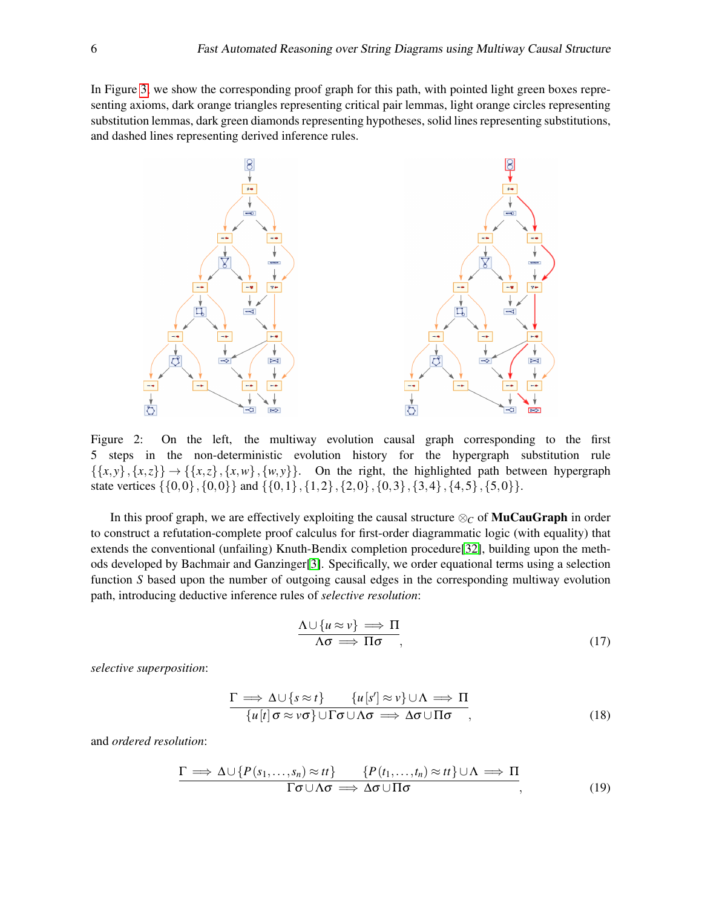In Figure 3, we show the corresponding proof graph for this path, with pointed light green boxes representing axioms, dark orange triangles representing critical pair lemmas, light orange circles representing substitution lemmas, dark green diamonds representing hypotheses, solid lines representing substitutions, and dashed lines representing derived inference rules.

Figure 2: On the left, the multiway evolution causal graph corresponding to the first 5 steps in the non-deterministic evolution history for the hypergraph substitution rule $\{\{x,y\},\{x,z\}\} \to \{\{x,z\},\{x,w\},\{w,y\}\}$. On the right, the highlighted path between hypergraph state vertices $\{\{0,0\},\{0,0\}\}$ and $\{\{0,1\},\{1,2\},\{2,0\},\{0,3\},\{3,4\},\{4,5\},\{5,0\}\}$.

In this proof graph, we are effectively exploiting the causal structure $\otimes_C$ of **MuCauGraph** in order to construct a refutation-complete proof calculus for first-order diagrammatic logic (with equality) that extends the conventional (unfailing) Knuth-Bendix completion procedure[32], building upon the methods developed by Bachmair and Ganzinger[3]. Specifically, we order equational terms using a selection function $S$ based upon the number of outgoing causal edges in the corresponding multiway evolution path, introducing deductive inference rules of *selective resolution*:

$$\frac{\Lambda \cup \{u \approx v\} \implies \Pi}{\Lambda\sigma \implies \Pi\sigma}, \tag{17}$$

*selective superposition*:

$$\frac{\Gamma \implies \Delta \cup \{s \approx t\} \qquad \{u[s'] \approx v\} \cup \Lambda \implies \Pi}{\{u[t]\sigma \approx v\sigma\} \cup \Gamma\sigma \cup \Lambda\sigma \implies \Delta\sigma \cup \Pi\sigma}, \tag{18}$$

and *ordered resolution*:

$$\frac{\Gamma \implies \Delta \cup \{P(s_1, \dots, s_n) \approx tt\} \qquad \{P(t_1, \dots, t_n) \approx tt\} \cup \Lambda \implies \Pi}{\Gamma\sigma \cup \Lambda\sigma \implies \Delta\sigma \cup \Pi\sigma}, \tag{19}$$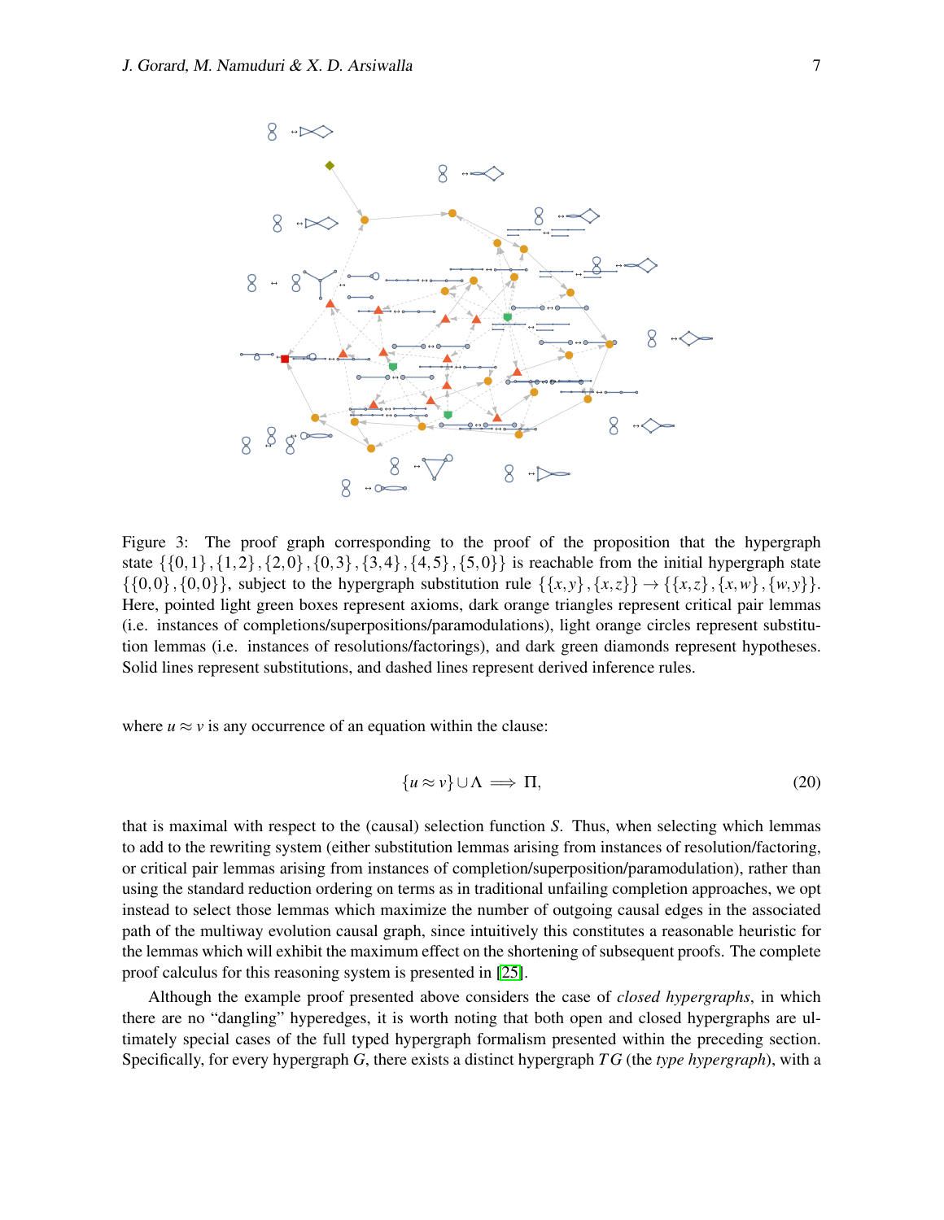Figure 3: The proof graph corresponding to the proof of the proposition that the hypergraph state $\{\{0,1\},\{1,2\},\{2,0\},\{0,3\},\{3,4\},\{4,5\},\{5,0\}\}$ is reachable from the initial hypergraph state $\{\{0,0\},\{0,0\}\}$, subject to the hypergraph substitution rule $\{\{x,y\},\{x,z\}\} \rightarrow \{\{x,z\},\{x,w\},\{w,y\}\}$. Here, pointed light green boxes represent axioms, dark orange triangles represent critical pair lemmas (i.e. instances of completions/superpositions/paramodulations), light orange circles represent substitution lemmas (i.e. instances of resolutions/factorings), and dark green diamonds represent hypotheses. Solid lines represent substitutions, and dashed lines represent derived inference rules.

where $u \approx v$ is any occurrence of an equation within the clause:

$$\{u \approx v\} \cup \Lambda \implies \Pi, \tag{20}$$

that is maximal with respect to the (causal) selection function $S$. Thus, when selecting which lemmas to add to the rewriting system (either substitution lemmas arising from instances of resolution/factoring, or critical pair lemmas arising from instances of completion/superposition/paramodulation), rather than using the standard reduction ordering on terms as in traditional unfailing completion approaches, we opt instead to select those lemmas which maximize the number of outgoing causal edges in the associated path of the multiway evolution causal graph, since intuitively this constitutes a reasonable heuristic for the lemmas which will exhibit the maximum effect on the shortening of subsequent proofs. The complete proof calculus for this reasoning system is presented in [25].

Although the example proof presented above considers the case of *closed hypergraphs*, in which there are no "dangling" hyperedges, it is worth noting that both open and closed hypergraphs are ultimately special cases of the full typed hypergraph formalism presented within the preceding section. Specifically, for every hypergraph $G$, there exists a distinct hypergraph $TG$ (the *type hypergraph*), with a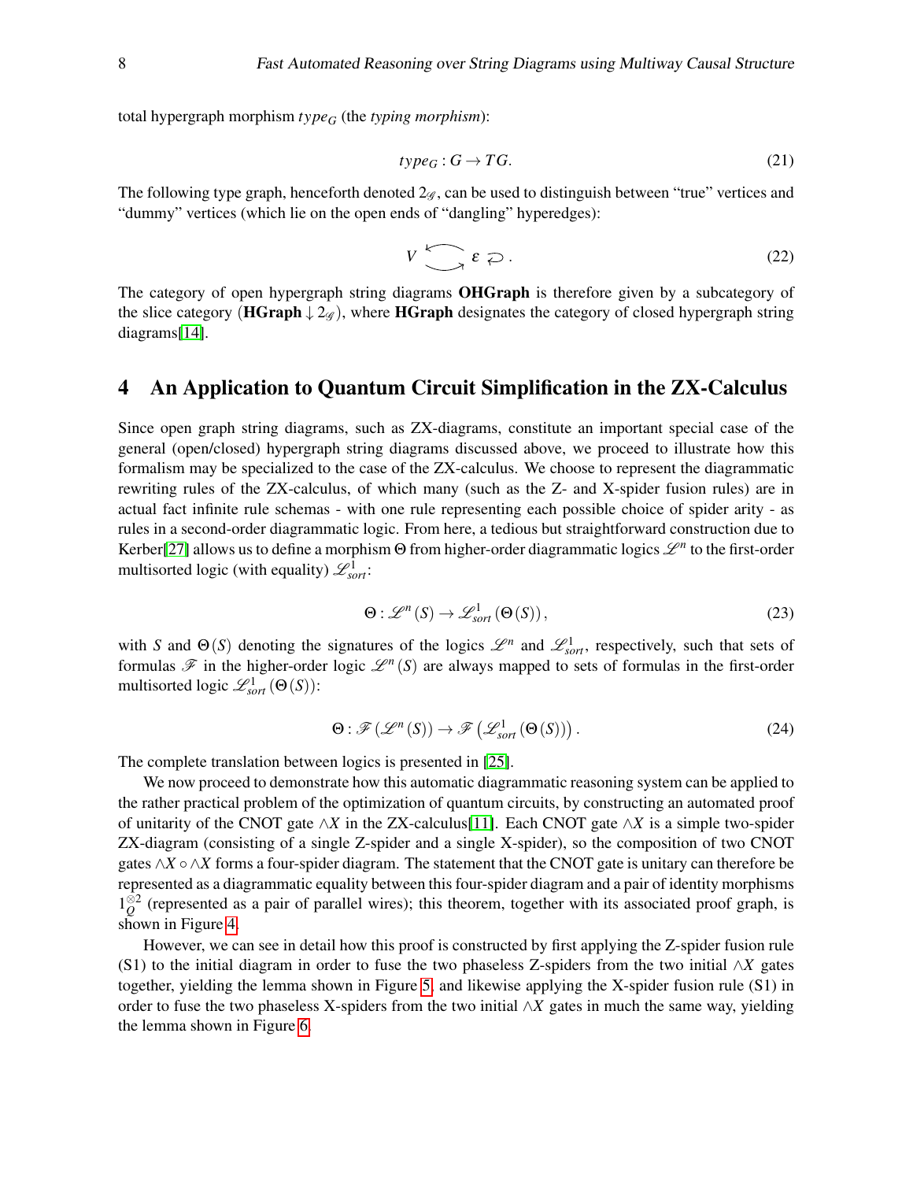total hypergraph morphism $type_G$ (the *typing morphism*):

$$type_G : G \to TG. \tag{21}$$

The following type graph, henceforth denoted $2_{\mathscr{G}}$, can be used to distinguish between "true" vertices and "dummy" vertices (which lie on the open ends of "dangling" hyperedges):

$$V \underset{\longrightarrow}{\overset{\longleftarrow}{\phantom{xx}}} \varepsilon \circlearrowleft . \tag{22}$$

The category of open hypergraph string diagrams **OHGraph** is therefore given by a subcategory of the slice category ($\mathbf{HGraph} \downarrow 2_{\mathscr{G}}$), where **HGraph** designates the category of closed hypergraph string diagrams[14].

## 4 An Application to Quantum Circuit Simplification in the ZX-Calculus

Since open graph string diagrams, such as ZX-diagrams, constitute an important special case of the general (open/closed) hypergraph string diagrams discussed above, we proceed to illustrate how this formalism may be specialized to the case of the ZX-calculus. We choose to represent the diagrammatic rewriting rules of the ZX-calculus, of which many (such as the Z- and X-spider fusion rules) are in actual fact infinite rule schemas - with one rule representing each possible choice of spider arity - as rules in a second-order diagrammatic logic. From here, a tedious but straightforward construction due to Kerber[27] allows us to define a morphism $\Theta$ from higher-order diagrammatic logics $\mathscr{L}^n$ to the first-order multisorted logic (with equality) $\mathscr{L}^1_{sort}$:

$$\Theta : \mathscr{L}^n(S) \to \mathscr{L}^1_{sort}(\Theta(S)), \tag{23}$$

with $S$ and $\Theta(S)$ denoting the signatures of the logics $\mathscr{L}^n$ and $\mathscr{L}^1_{sort}$, respectively, such that sets of formulas $\mathscr{F}$ in the higher-order logic $\mathscr{L}^n(S)$ are always mapped to sets of formulas in the first-order multisorted logic $\mathscr{L}^1_{sort}(\Theta(S))$:

$$\Theta : \mathscr{F}(\mathscr{L}^n(S)) \to \mathscr{F}\left(\mathscr{L}^1_{sort}(\Theta(S))\right). \tag{24}$$

The complete translation between logics is presented in [25].

We now proceed to demonstrate how this automatic diagrammatic reasoning system can be applied to the rather practical problem of the optimization of quantum circuits, by constructing an automated proof of unitarity of the CNOT gate $\wedge X$ in the ZX-calculus[11]. Each CNOT gate $\wedge X$ is a simple two-spider ZX-diagram (consisting of a single Z-spider and a single X-spider), so the composition of two CNOT gates $\wedge X \circ \wedge X$ forms a four-spider diagram. The statement that the CNOT gate is unitary can therefore be represented as a diagrammatic equality between this four-spider diagram and a pair of identity morphisms $1_Q^{\otimes 2}$ (represented as a pair of parallel wires); this theorem, together with its associated proof graph, is shown in Figure 4.

However, we can see in detail how this proof is constructed by first applying the Z-spider fusion rule (S1) to the initial diagram in order to fuse the two phaseless Z-spiders from the two initial $\wedge X$ gates together, yielding the lemma shown in Figure 5, and likewise applying the X-spider fusion rule (S1) in order to fuse the two phaseless X-spiders from the two initial $\wedge X$ gates in much the same way, yielding the lemma shown in Figure 6.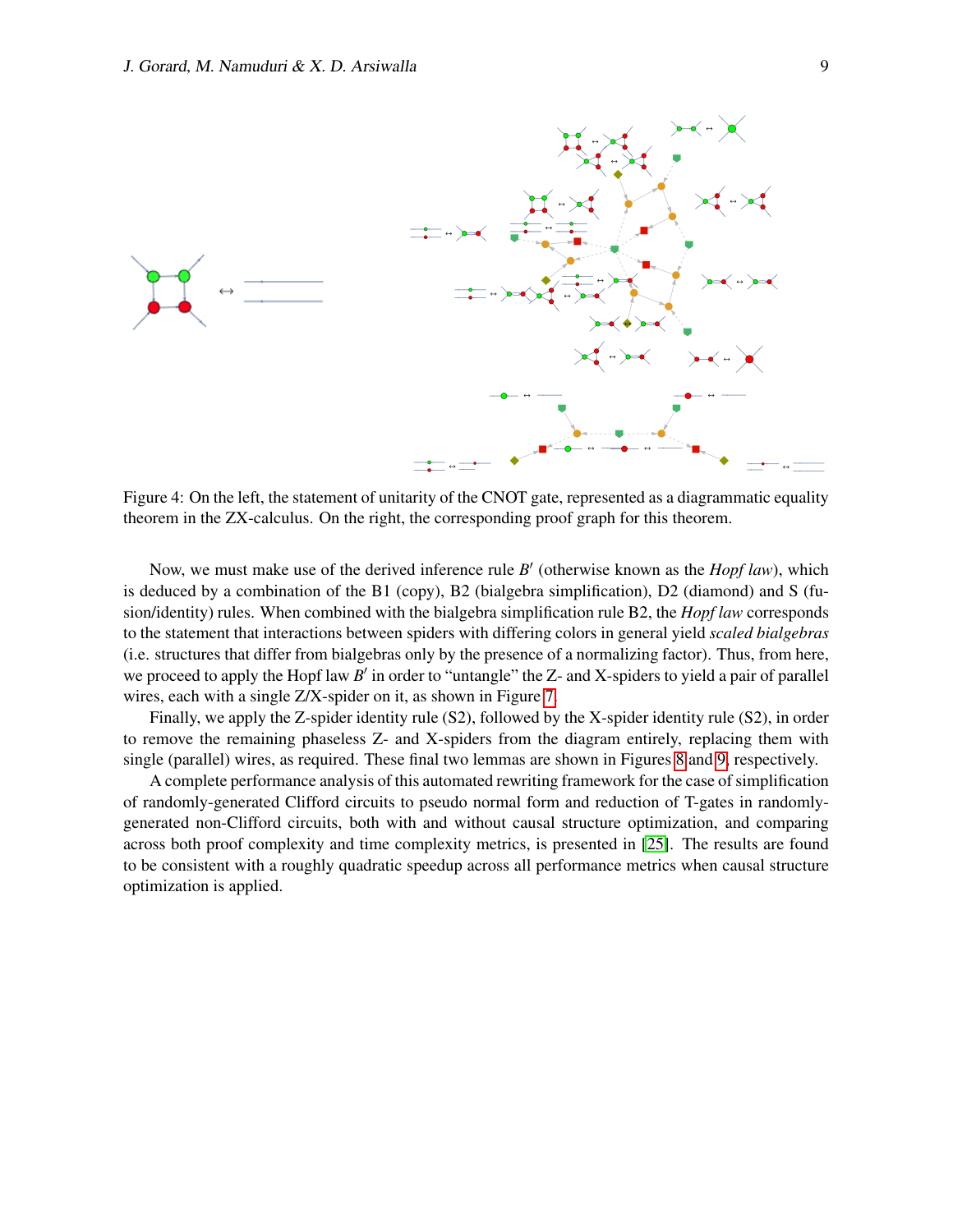Figure 4: On the left, the statement of unitarity of the CNOT gate, represented as a diagrammatic equality theorem in the ZX-calculus. On the right, the corresponding proof graph for this theorem.

Now, we must make use of the derived inference rule $B'$ (otherwise known as the *Hopf law*), which is deduced by a combination of the B1 (copy), B2 (bialgebra simplification), D2 (diamond) and S (fusion/identity) rules. When combined with the bialgebra simplification rule B2, the *Hopf law* corresponds to the statement that interactions between spiders with differing colors in general yield *scaled bialgebras* (i.e. structures that differ from bialgebras only by the presence of a normalizing factor). Thus, from here, we proceed to apply the Hopf law $B'$ in order to "untangle" the Z- and X-spiders to yield a pair of parallel wires, each with a single Z/X-spider on it, as shown in Figure 7.

Finally, we apply the Z-spider identity rule (S2), followed by the X-spider identity rule (S2), in order to remove the remaining phaseless Z- and X-spiders from the diagram entirely, replacing them with single (parallel) wires, as required. These final two lemmas are shown in Figures 8 and 9, respectively.

A complete performance analysis of this automated rewriting framework for the case of simplification of randomly-generated Clifford circuits to pseudo normal form and reduction of T-gates in randomly-generated non-Clifford circuits, both with and without causal structure optimization, and comparing across both proof complexity and time complexity metrics, is presented in [25]. The results are found to be consistent with a roughly quadratic speedup across all performance metrics when causal structure optimization is applied.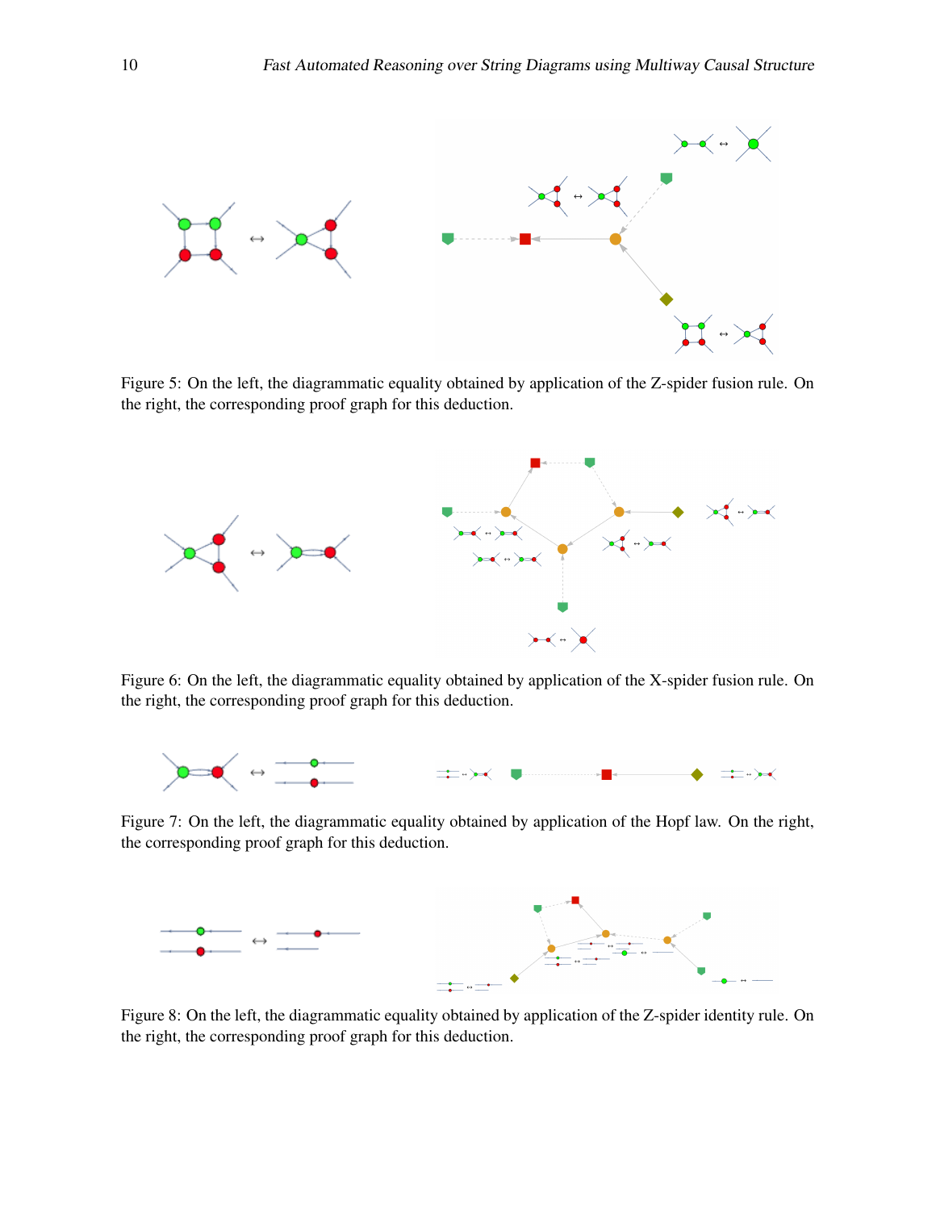Figure 5: On the left, the diagrammatic equality obtained by application of the Z-spider fusion rule. On the right, the corresponding proof graph for this deduction.

Figure 6: On the left, the diagrammatic equality obtained by application of the X-spider fusion rule. On the right, the corresponding proof graph for this deduction.

Figure 7: On the left, the diagrammatic equality obtained by application of the Hopf law. On the right, the corresponding proof graph for this deduction.

Figure 8: On the left, the diagrammatic equality obtained by application of the Z-spider identity rule. On the right, the corresponding proof graph for this deduction.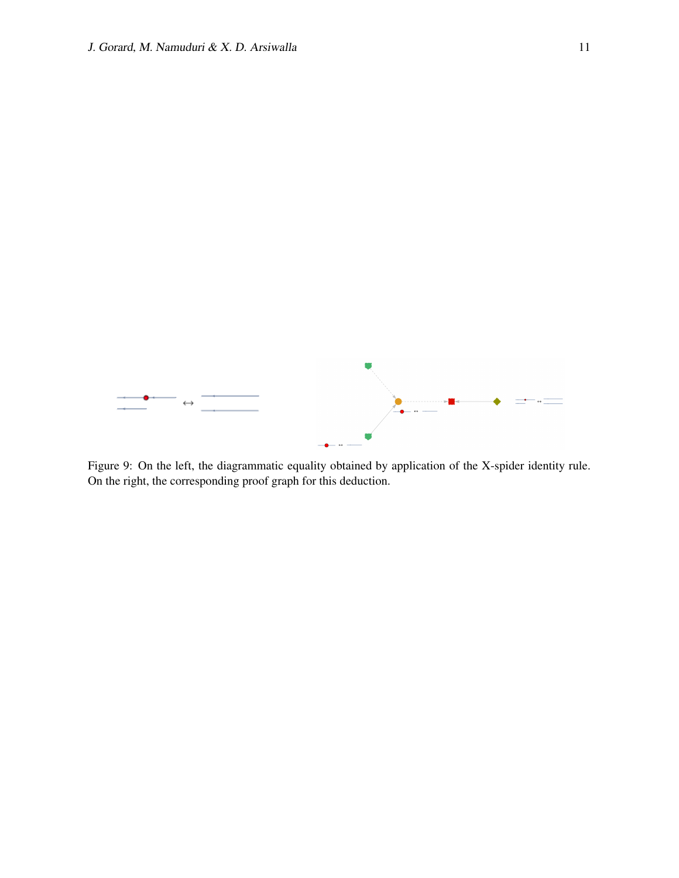Figure 9: On the left, the diagrammatic equality obtained by application of the X-spider identity rule. On the right, the corresponding proof graph for this deduction.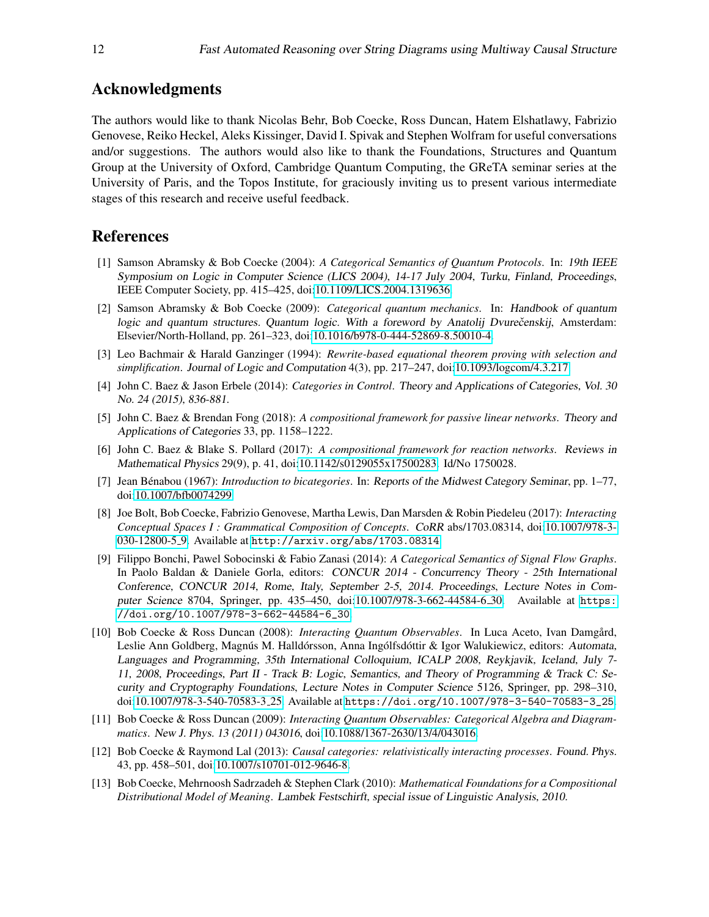## Acknowledgments

The authors would like to thank Nicolas Behr, Bob Coecke, Ross Duncan, Hatem Elshatlawy, Fabrizio Genovese, Reiko Heckel, Aleks Kissinger, David I. Spivak and Stephen Wolfram for useful conversations and/or suggestions. The authors would also like to thank the Foundations, Structures and Quantum Group at the University of Oxford, Cambridge Quantum Computing, the GReTA seminar series at the University of Paris, and the Topos Institute, for graciously inviting us to present various intermediate stages of this research and receive useful feedback.

## References

[1] Samson Abramsky & Bob Coecke (2004): *A Categorical Semantics of Quantum Protocols*. In: *19th IEEE Symposium on Logic in Computer Science (LICS 2004), 14-17 July 2004, Turku, Finland, Proceedings*, IEEE Computer Society, pp. 415–425, doi:10.1109/LICS.2004.1319636.

[2] Samson Abramsky & Bob Coecke (2009): *Categorical quantum mechanics*. In: *Handbook of quantum logic and quantum structures. Quantum logic. With a foreword by Anatolij Dvurečenskij*, Amsterdam: Elsevier/North-Holland, pp. 261–323, doi:10.1016/b978-0-444-52869-8.50010-4.

[3] Leo Bachmair & Harald Ganzinger (1994): *Rewrite-based equational theorem proving with selection and simplification*. *Journal of Logic and Computation* 4(3), pp. 217–247, doi:10.1093/logcom/4.3.217.

[4] John C. Baez & Jason Erbele (2014): *Categories in Control*. *Theory and Applications of Categories, Vol. 30 No. 24 (2015), 836-881*.

[5] John C. Baez & Brendan Fong (2018): *A compositional framework for passive linear networks*. *Theory and Applications of Categories* 33, pp. 1158–1222.

[6] John C. Baez & Blake S. Pollard (2017): *A compositional framework for reaction networks*. *Reviews in Mathematical Physics* 29(9), p. 41, doi:10.1142/s0129055x17500283. Id/No 1750028.

[7] Jean Bénabou (1967): *Introduction to bicategories*. In: *Reports of the Midwest Category Seminar*, pp. 1–77, doi:10.1007/bfb0074299.

[8] Joe Bolt, Bob Coecke, Fabrizio Genovese, Martha Lewis, Dan Marsden & Robin Piedeleu (2017): *Interacting Conceptual Spaces I : Grammatical Composition of Concepts*. *CoRR* abs/1703.08314, doi:10.1007/978-3-030-12800-5_9. Available at http://arxiv.org/abs/1703.08314.

[9] Filippo Bonchi, Pawel Sobocinski & Fabio Zanasi (2014): *A Categorical Semantics of Signal Flow Graphs*. In Paolo Baldan & Daniele Gorla, editors: *CONCUR 2014 - Concurrency Theory - 25th International Conference, CONCUR 2014, Rome, Italy, September 2-5, 2014. Proceedings, Lecture Notes in Computer Science* 8704, Springer, pp. 435–450, doi:10.1007/978-3-662-44584-6_30. Available at https://doi.org/10.1007/978-3-662-44584-6_30.

[10] Bob Coecke & Ross Duncan (2008): *Interacting Quantum Observables*. In Luca Aceto, Ivan Damgård, Leslie Ann Goldberg, Magnús M. Halldórsson, Anna Ingólfsdóttir & Igor Walukiewicz, editors: *Automata, Languages and Programming, 35th International Colloquium, ICALP 2008, Reykjavik, Iceland, July 7-11, 2008, Proceedings, Part II - Track B: Logic, Semantics, and Theory of Programming & Track C: Security and Cryptography Foundations, Lecture Notes in Computer Science* 5126, Springer, pp. 298–310, doi:10.1007/978-3-540-70583-3_25. Available at https://doi.org/10.1007/978-3-540-70583-3_25.

[11] Bob Coecke & Ross Duncan (2009): *Interacting Quantum Observables: Categorical Algebra and Diagrammatics*. *New J. Phys. 13 (2011) 043016*, doi:10.1088/1367-2630/13/4/043016.

[12] Bob Coecke & Raymond Lal (2013): *Causal categories: relativistically interacting processes*. *Found. Phys.* 43, pp. 458–501, doi:10.1007/s10701-012-9646-8.

[13] Bob Coecke, Mehrnoosh Sadrzadeh & Stephen Clark (2010): *Mathematical Foundations for a Compositional Distributional Model of Meaning*. *Lambek Festschirft, special issue of Linguistic Analysis, 2010.*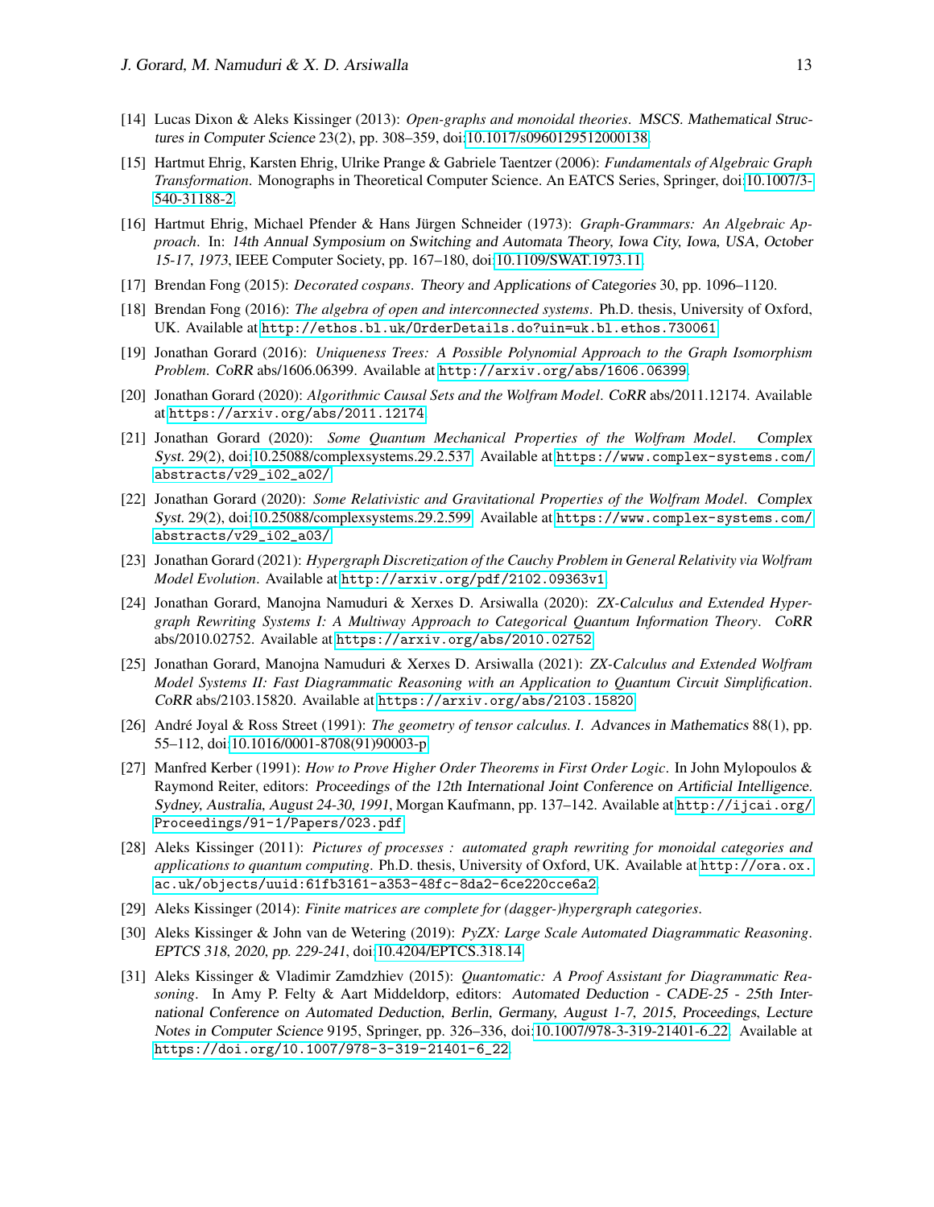[14] Lucas Dixon & Aleks Kissinger (2013): *Open-graphs and monoidal theories*. MSCS. Mathematical Structures in Computer Science 23(2), pp. 308–359, doi:10.1017/s0960129512000138.

[15] Hartmut Ehrig, Karsten Ehrig, Ulrike Prange & Gabriele Taentzer (2006): *Fundamentals of Algebraic Graph Transformation*. Monographs in Theoretical Computer Science. An EATCS Series, Springer, doi:10.1007/3-540-31188-2.

[16] Hartmut Ehrig, Michael Pfender & Hans Jürgen Schneider (1973): *Graph-Grammars: An Algebraic Approach*. In: 14th Annual Symposium on Switching and Automata Theory, Iowa City, Iowa, USA, October 15-17, 1973, IEEE Computer Society, pp. 167–180, doi:10.1109/SWAT.1973.11.

[17] Brendan Fong (2015): *Decorated cospans*. Theory and Applications of Categories 30, pp. 1096–1120.

[18] Brendan Fong (2016): *The algebra of open and interconnected systems*. Ph.D. thesis, University of Oxford, UK. Available at `http://ethos.bl.uk/OrderDetails.do?uin=uk.bl.ethos.730061`.

[19] Jonathan Gorard (2016): *Uniqueness Trees: A Possible Polynomial Approach to the Graph Isomorphism Problem*. CoRR abs/1606.06399. Available at `http://arxiv.org/abs/1606.06399`.

[20] Jonathan Gorard (2020): *Algorithmic Causal Sets and the Wolfram Model*. CoRR abs/2011.12174. Available at `https://arxiv.org/abs/2011.12174`.

[21] Jonathan Gorard (2020): *Some Quantum Mechanical Properties of the Wolfram Model*. Complex Syst. 29(2), doi:10.25088/complexsystems.29.2.537. Available at `https://www.complex-systems.com/abstracts/v29_i02_a02/`.

[22] Jonathan Gorard (2020): *Some Relativistic and Gravitational Properties of the Wolfram Model*. Complex Syst. 29(2), doi:10.25088/complexsystems.29.2.599. Available at `https://www.complex-systems.com/abstracts/v29_i02_a03/`.

[23] Jonathan Gorard (2021): *Hypergraph Discretization of the Cauchy Problem in General Relativity via Wolfram Model Evolution*. Available at `http://arxiv.org/pdf/2102.09363v1`.

[24] Jonathan Gorard, Manojna Namuduri & Xerxes D. Arsiwalla (2020): *ZX-Calculus and Extended Hypergraph Rewriting Systems I: A Multiway Approach to Categorical Quantum Information Theory*. CoRR abs/2010.02752. Available at `https://arxiv.org/abs/2010.02752`.

[25] Jonathan Gorard, Manojna Namuduri & Xerxes D. Arsiwalla (2021): *ZX-Calculus and Extended Wolfram Model Systems II: Fast Diagrammatic Reasoning with an Application to Quantum Circuit Simplification*. CoRR abs/2103.15820. Available at `https://arxiv.org/abs/2103.15820`.

[26] André Joyal & Ross Street (1991): *The geometry of tensor calculus. I*. Advances in Mathematics 88(1), pp. 55–112, doi:10.1016/0001-8708(91)90003-p.

[27] Manfred Kerber (1991): *How to Prove Higher Order Theorems in First Order Logic*. In John Mylopoulos & Raymond Reiter, editors: Proceedings of the 12th International Joint Conference on Artificial Intelligence. Sydney, Australia, August 24-30, 1991, Morgan Kaufmann, pp. 137–142. Available at `http://ijcai.org/Proceedings/91-1/Papers/023.pdf`.

[28] Aleks Kissinger (2011): *Pictures of processes : automated graph rewriting for monoidal categories and applications to quantum computing*. Ph.D. thesis, University of Oxford, UK. Available at `http://ora.ox.ac.uk/objects/uuid:61fb3161-a353-48fc-8da2-6ce220cce6a2`.

[29] Aleks Kissinger (2014): *Finite matrices are complete for (dagger-)hypergraph categories*.

[30] Aleks Kissinger & John van de Wetering (2019): *PyZX: Large Scale Automated Diagrammatic Reasoning*. EPTCS 318, 2020, pp. 229-241, doi:10.4204/EPTCS.318.14.

[31] Aleks Kissinger & Vladimir Zamdzhiev (2015): *Quantomatic: A Proof Assistant for Diagrammatic Reasoning*. In Amy P. Felty & Aart Middeldorp, editors: Automated Deduction - CADE-25 - 25th International Conference on Automated Deduction, Berlin, Germany, August 1-7, 2015, Proceedings, Lecture Notes in Computer Science 9195, Springer, pp. 326–336, doi:10.1007/978-3-319-21401-6_22. Available at `https://doi.org/10.1007/978-3-319-21401-6_22`.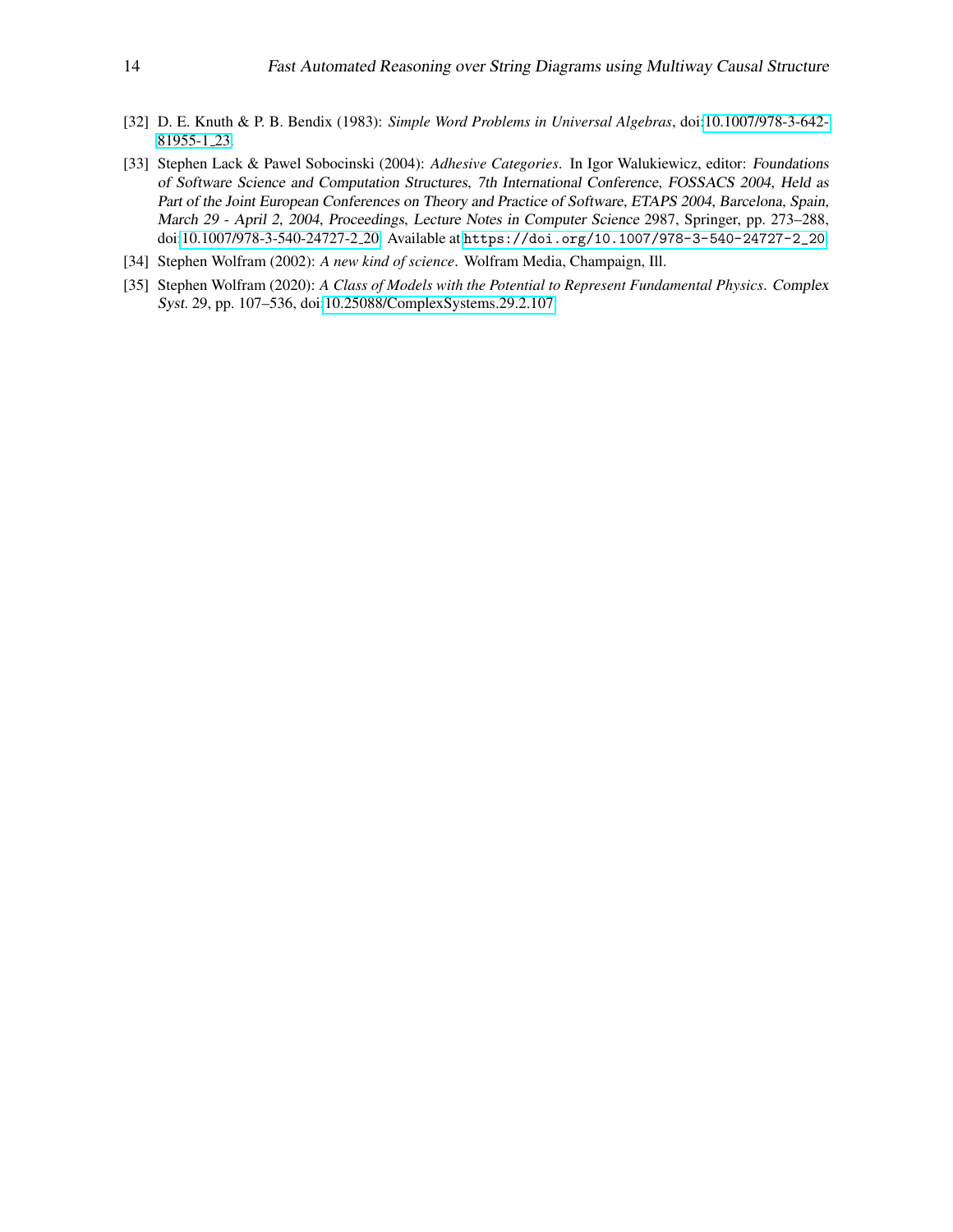[32] D. E. Knuth & P. B. Bendix (1983): *Simple Word Problems in Universal Algebras*, doi:10.1007/978-3-642-81955-1_23.

[33] Stephen Lack & Pawel Sobocinski (2004): *Adhesive Categories*. In Igor Walukiewicz, editor: *Foundations of Software Science and Computation Structures, 7th International Conference, FOSSACS 2004, Held as Part of the Joint European Conferences on Theory and Practice of Software, ETAPS 2004, Barcelona, Spain, March 29 - April 2, 2004, Proceedings*, *Lecture Notes in Computer Science* 2987, Springer, pp. 273–288, doi:10.1007/978-3-540-24727-2_20. Available at `https://doi.org/10.1007/978-3-540-24727-2_20`.

[34] Stephen Wolfram (2002): *A new kind of science*. Wolfram Media, Champaign, Ill.

[35] Stephen Wolfram (2020): *A Class of Models with the Potential to Represent Fundamental Physics*. *Complex Syst.* 29, pp. 107–536, doi:10.25088/ComplexSystems.29.2.107.